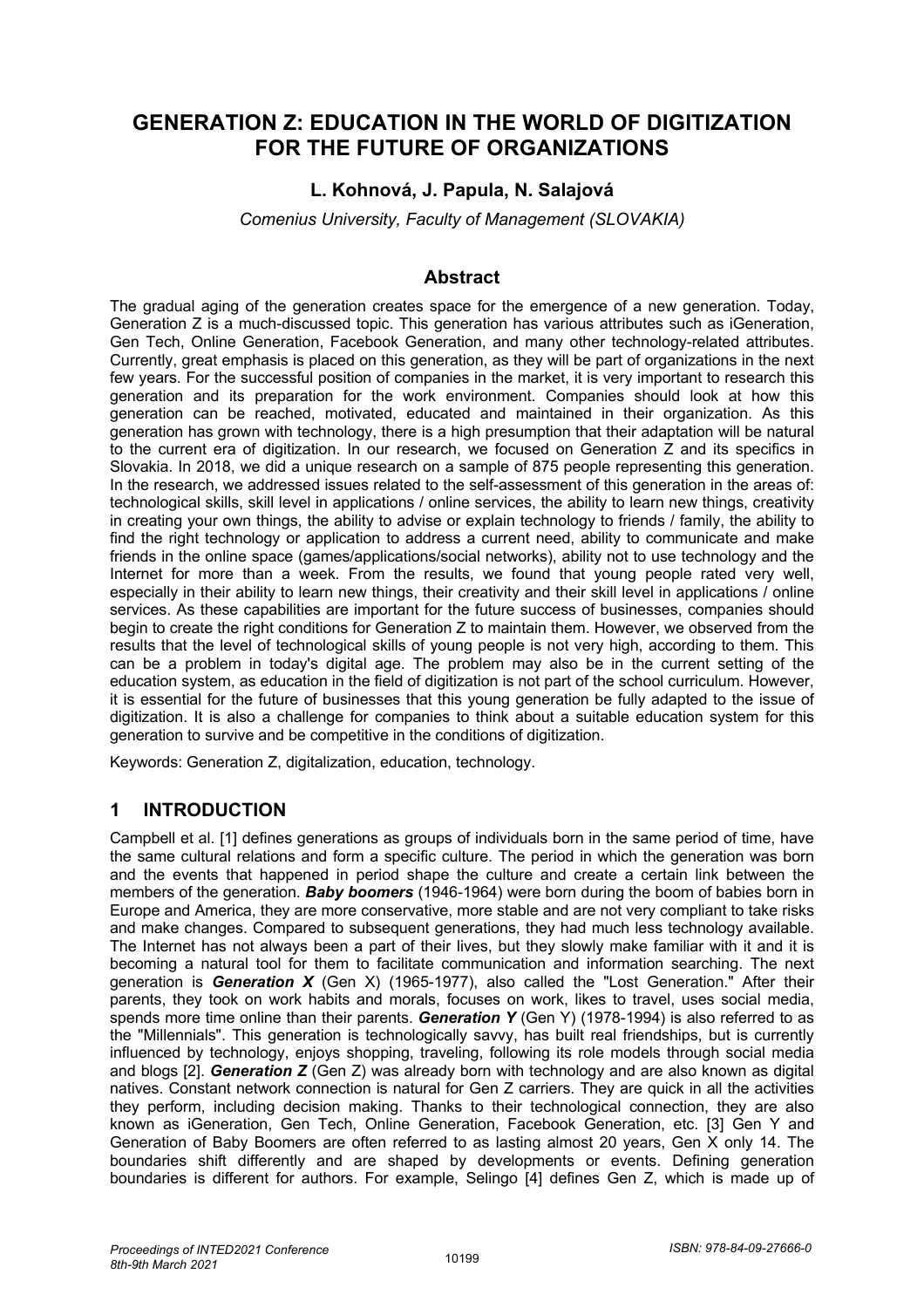# GENERATION Z: EDUCATION IN THE WORLD OF DIGITIZATION FOR THE FUTURE OF ORGANIZATIONS

**L. Kohnová, J. Papula, N. Salajová**

*Comenius University, Faculty of Management (SLOVAKIA)*

## Abstract

The gradual aging of the generation creates space for the emergence of a new generation. Today, Generation Z is a much-discussed topic. This generation has various attributes such as iGeneration, Gen Tech, Online Generation, Facebook Generation, and many other technology-related attributes. Currently, great emphasis is placed on this generation, as they will be part of organizations in the next few years. For the successful position of companies in the market, it is very important to research this generation and its preparation for the work environment. Companies should look at how this generation can be reached, motivated, educated and maintained in their organization. As this generation has grown with technology, there is a high presumption that their adaptation will be natural to the current era of digitization. In our research, we focused on Generation Z and its specifics in Slovakia. In 2018, we did a unique research on a sample of 875 people representing this generation. In the research, we addressed issues related to the self-assessment of this generation in the areas of: technological skills, skill level in applications / online services, the ability to learn new things, creativity in creating your own things, the ability to advise or explain technology to friends / family, the ability to find the right technology or application to address a current need, ability to communicate and make friends in the online space (games/applications/social networks), ability not to use technology and the Internet for more than a week. From the results, we found that young people rated very well, especially in their ability to learn new things, their creativity and their skill level in applications / online services. As these capabilities are important for the future success of businesses, companies should begin to create the right conditions for Generation Z to maintain them. However, we observed from the results that the level of technological skills of young people is not very high, according to them. This can be a problem in today's digital age. The problem may also be in the current setting of the education system, as education in the field of digitization is not part of the school curriculum. However, it is essential for the future of businesses that this young generation be fully adapted to the issue of digitization. It is also a challenge for companies to think about a suitable education system for this generation to survive and be competitive in the conditions of digitization.

Keywords: Generation Z, digitalization, education, technology.

## 1 INTRODUCTION

Campbell et al. [1] defines generations as groups of individuals born in the same period of time, have the same cultural relations and form a specific culture. The period in which the generation was born and the events that happened in period shape the culture and create a certain link between the members of the generation. ***Baby boomers*** (1946-1964) were born during the boom of babies born in Europe and America, they are more conservative, more stable and are not very compliant to take risks and make changes. Compared to subsequent generations, they had much less technology available. The Internet has not always been a part of their lives, but they slowly make familiar with it and it is becoming a natural tool for them to facilitate communication and information searching. The next generation is ***Generation X*** (Gen X) (1965-1977), also called the "Lost Generation." After their parents, they took on work habits and morals, focuses on work, likes to travel, uses social media, spends more time online than their parents. ***Generation Y*** (Gen Y) (1978-1994) is also referred to as the "Millennials". This generation is technologically savvy, has built real friendships, but is currently influenced by technology, enjoys shopping, traveling, following its role models through social media and blogs [2]. ***Generation Z*** (Gen Z) was already born with technology and are also known as digital natives. Constant network connection is natural for Gen Z carriers. They are quick in all the activities they perform, including decision making. Thanks to their technological connection, they are also known as iGeneration, Gen Tech, Online Generation, Facebook Generation, etc. [3] Gen Y and Generation of Baby Boomers are often referred to as lasting almost 20 years, Gen X only 14. The boundaries shift differently and are shaped by developments or events. Defining generation boundaries is different for authors. For example, Selingo [4] defines Gen Z, which is made up of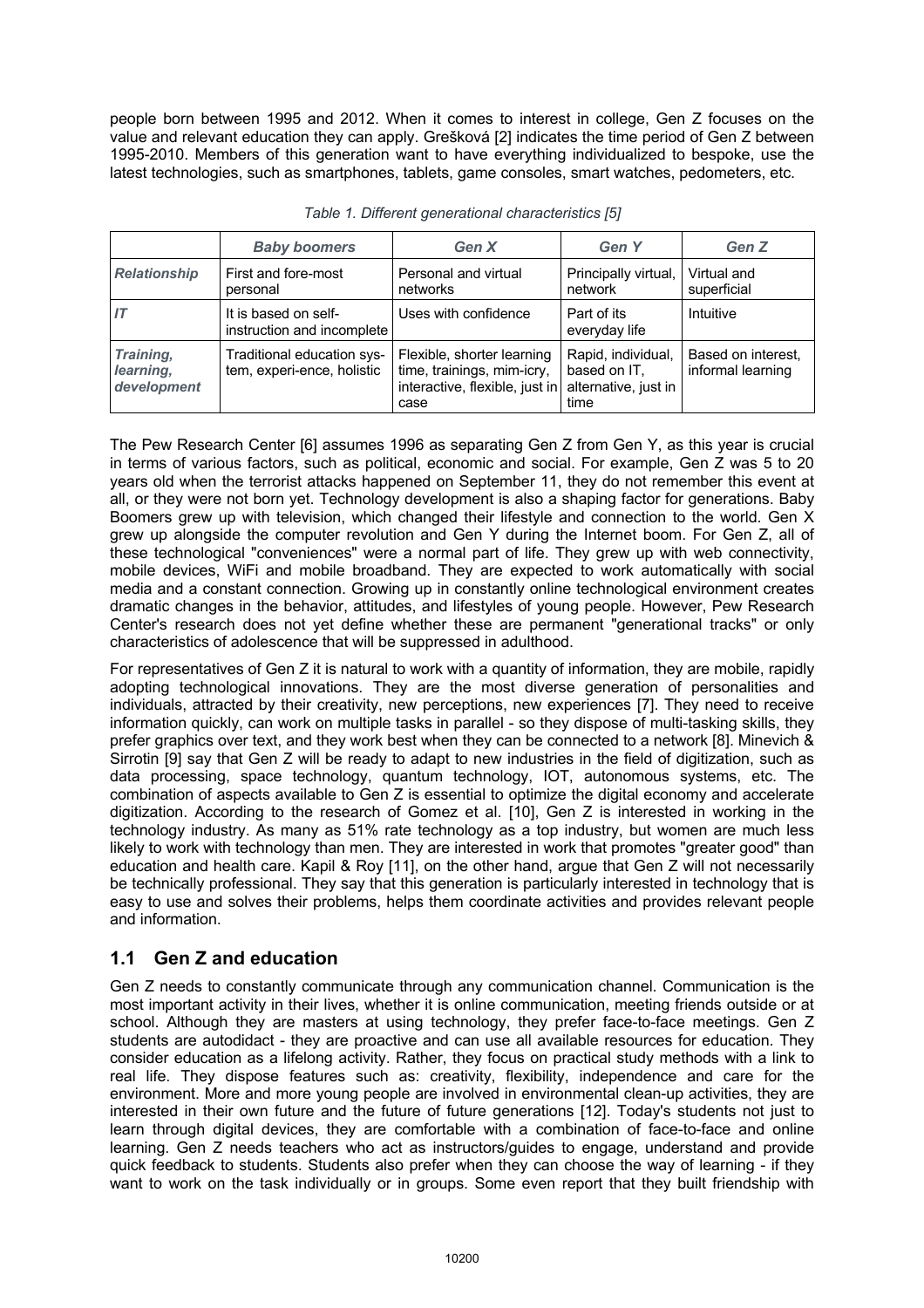people born between 1995 and 2012. When it comes to interest in college, Gen Z focuses on the value and relevant education they can apply. Grešková [2] indicates the time period of Gen Z between 1995-2010. Members of this generation want to have everything individualized to bespoke, use the latest technologies, such as smartphones, tablets, game consoles, smart watches, pedometers, etc.

*Table 1. Different generational characteristics [5]*

| | *Baby boomers* | *Gen X* | *Gen Y* | *Gen Z* |
|---|---|---|---|---|
| *Relationship* | First and fore-most personal | Personal and virtual networks | Principally virtual, network | Virtual and superficial |
| *IT* | It is based on self-instruction and incomplete | Uses with confidence | Part of its everyday life | Intuitive |
| *Training, learning, development* | Traditional education system, experi-ence, holistic | Flexible, shorter learning time, trainings, mim-icry, interactive, flexible, just in case | Rapid, individual, based on IT, alternative, just in time | Based on interest, informal learning |

The Pew Research Center [6] assumes 1996 as separating Gen Z from Gen Y, as this year is crucial in terms of various factors, such as political, economic and social. For example, Gen Z was 5 to 20 years old when the terrorist attacks happened on September 11, they do not remember this event at all, or they were not born yet. Technology development is also a shaping factor for generations. Baby Boomers grew up with television, which changed their lifestyle and connection to the world. Gen X grew up alongside the computer revolution and Gen Y during the Internet boom. For Gen Z, all of these technological "conveniences" were a normal part of life. They grew up with web connectivity, mobile devices, WiFi and mobile broadband. They are expected to work automatically with social media and a constant connection. Growing up in constantly online technological environment creates dramatic changes in the behavior, attitudes, and lifestyles of young people. However, Pew Research Center's research does not yet define whether these are permanent "generational tracks" or only characteristics of adolescence that will be suppressed in adulthood.

For representatives of Gen Z it is natural to work with a quantity of information, they are mobile, rapidly adopting technological innovations. They are the most diverse generation of personalities and individuals, attracted by their creativity, new perceptions, new experiences [7]. They need to receive information quickly, can work on multiple tasks in parallel - so they dispose of multi-tasking skills, they prefer graphics over text, and they work best when they can be connected to a network [8]. Minevich & Sirrotin [9] say that Gen Z will be ready to adapt to new industries in the field of digitization, such as data processing, space technology, quantum technology, IOT, autonomous systems, etc. The combination of aspects available to Gen Z is essential to optimize the digital economy and accelerate digitization. According to the research of Gomez et al. [10], Gen Z is interested in working in the technology industry. As many as 51% rate technology as a top industry, but women are much less likely to work with technology than men. They are interested in work that promotes "greater good" than education and health care. Kapil & Roy [11], on the other hand, argue that Gen Z will not necessarily be technically professional. They say that this generation is particularly interested in technology that is easy to use and solves their problems, helps them coordinate activities and provides relevant people and information.

## 1.1 Gen Z and education

Gen Z needs to constantly communicate through any communication channel. Communication is the most important activity in their lives, whether it is online communication, meeting friends outside or at school. Although they are masters at using technology, they prefer face-to-face meetings. Gen Z students are autodidact - they are proactive and can use all available resources for education. They consider education as a lifelong activity. Rather, they focus on practical study methods with a link to real life. They dispose features such as: creativity, flexibility, independence and care for the environment. More and more young people are involved in environmental clean-up activities, they are interested in their own future and the future of future generations [12]. Today's students not just to learn through digital devices, they are comfortable with a combination of face-to-face and online learning. Gen Z needs teachers who act as instructors/guides to engage, understand and provide quick feedback to students. Students also prefer when they can choose the way of learning - if they want to work on the task individually or in groups. Some even report that they built friendship with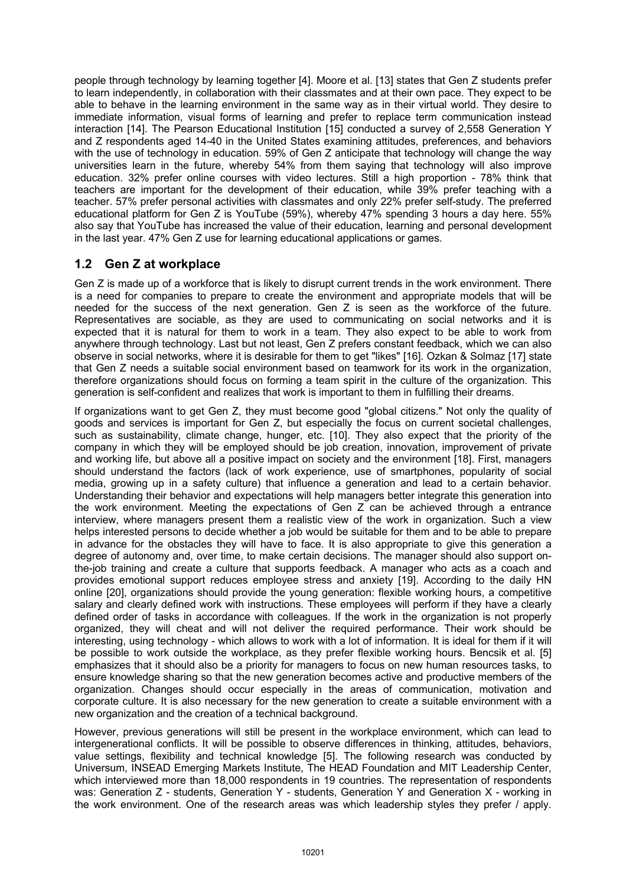people through technology by learning together [4]. Moore et al. [13] states that Gen Z students prefer to learn independently, in collaboration with their classmates and at their own pace. They expect to be able to behave in the learning environment in the same way as in their virtual world. They desire to immediate information, visual forms of learning and prefer to replace term communication instead interaction [14]. The Pearson Educational Institution [15] conducted a survey of 2,558 Generation Y and Z respondents aged 14-40 in the United States examining attitudes, preferences, and behaviors with the use of technology in education. 59% of Gen Z anticipate that technology will change the way universities learn in the future, whereby 54% from them saying that technology will also improve education. 32% prefer online courses with video lectures. Still a high proportion - 78% think that teachers are important for the development of their education, while 39% prefer teaching with a teacher. 57% prefer personal activities with classmates and only 22% prefer self-study. The preferred educational platform for Gen Z is YouTube (59%), whereby 47% spending 3 hours a day here. 55% also say that YouTube has increased the value of their education, learning and personal development in the last year. 47% Gen Z use for learning educational applications or games.

## 1.2 Gen Z at workplace

Gen Z is made up of a workforce that is likely to disrupt current trends in the work environment. There is a need for companies to prepare to create the environment and appropriate models that will be needed for the success of the next generation. Gen Z is seen as the workforce of the future. Representatives are sociable, as they are used to communicating on social networks and it is expected that it is natural for them to work in a team. They also expect to be able to work from anywhere through technology. Last but not least, Gen Z prefers constant feedback, which we can also observe in social networks, where it is desirable for them to get "likes" [16]. Ozkan & Solmaz [17] state that Gen Z needs a suitable social environment based on teamwork for its work in the organization, therefore organizations should focus on forming a team spirit in the culture of the organization. This generation is self-confident and realizes that work is important to them in fulfilling their dreams.

If organizations want to get Gen Z, they must become good "global citizens." Not only the quality of goods and services is important for Gen Z, but especially the focus on current societal challenges, such as sustainability, climate change, hunger, etc. [10]. They also expect that the priority of the company in which they will be employed should be job creation, innovation, improvement of private and working life, but above all a positive impact on society and the environment [18]. First, managers should understand the factors (lack of work experience, use of smartphones, popularity of social media, growing up in a safety culture) that influence a generation and lead to a certain behavior. Understanding their behavior and expectations will help managers better integrate this generation into the work environment. Meeting the expectations of Gen Z can be achieved through a entrance interview, where managers present them a realistic view of the work in organization. Such a view helps interested persons to decide whether a job would be suitable for them and to be able to prepare in advance for the obstacles they will have to face. It is also appropriate to give this generation a degree of autonomy and, over time, to make certain decisions. The manager should also support on-the-job training and create a culture that supports feedback. A manager who acts as a coach and provides emotional support reduces employee stress and anxiety [19]. According to the daily HN online [20], organizations should provide the young generation: flexible working hours, a competitive salary and clearly defined work with instructions. These employees will perform if they have a clearly defined order of tasks in accordance with colleagues. If the work in the organization is not properly organized, they will cheat and will not deliver the required performance. Their work should be interesting, using technology - which allows to work with a lot of information. It is ideal for them if it will be possible to work outside the workplace, as they prefer flexible working hours. Bencsik et al. [5] emphasizes that it should also be a priority for managers to focus on new human resources tasks, to ensure knowledge sharing so that the new generation becomes active and productive members of the organization. Changes should occur especially in the areas of communication, motivation and corporate culture. It is also necessary for the new generation to create a suitable environment with a new organization and the creation of a technical background.

However, previous generations will still be present in the workplace environment, which can lead to intergenerational conflicts. It will be possible to observe differences in thinking, attitudes, behaviors, value settings, flexibility and technical knowledge [5]. The following research was conducted by Universum, INSEAD Emerging Markets Institute, The HEAD Foundation and MIT Leadership Center, which interviewed more than 18,000 respondents in 19 countries. The representation of respondents was: Generation Z - students, Generation Y - students, Generation Y and Generation X - working in the work environment. One of the research areas was which leadership styles they prefer / apply.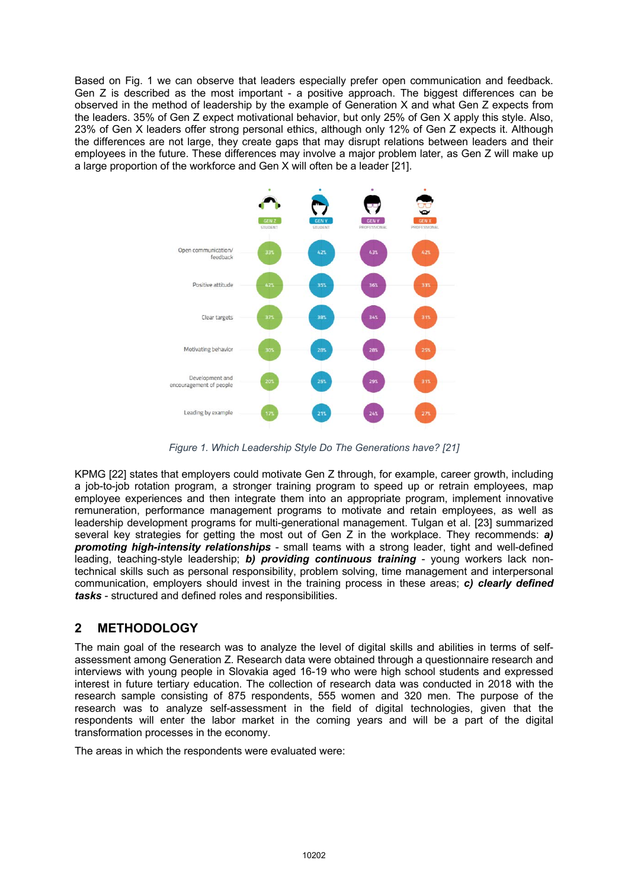Based on Fig. 1 we can observe that leaders especially prefer open communication and feedback. Gen Z is described as the most important - a positive approach. The biggest differences can be observed in the method of leadership by the example of Generation X and what Gen Z expects from the leaders. 35% of Gen Z expect motivational behavior, but only 25% of Gen X apply this style. Also, 23% of Gen X leaders offer strong personal ethics, although only 12% of Gen Z expects it. Although the differences are not large, they create gaps that may disrupt relations between leaders and their employees in the future. These differences may involve a major problem later, as Gen Z will make up a large proportion of the workforce and Gen X will often be a leader [21].

| | GEN Z STUDENT | GEN Y STUDENT | GEN Y PROFESSIONAL | GEN X PROFESSIONAL |
| --- | --- | --- | --- | --- |
| Open communication/ feedback | 33% | 42% | 43% | 42% |
| Positive attitude | 42% | 35% | 36% | 33% |
| Clear targets | 37% | 38% | 34% | 31% |
| Motivating behavior | 30% | 28% | 28% | 25% |
| Development and encouragement of people | 20% | 25% | 29% | 31% |
| Leading by example | 17% | 21% | 24% | 27% |

*Figure 1. Which Leadership Style Do The Generations have? [21]*

KPMG [22] states that employers could motivate Gen Z through, for example, career growth, including a job-to-job rotation program, a stronger training program to speed up or retrain employees, map employee experiences and then integrate them into an appropriate program, implement innovative remuneration, performance management programs to motivate and retain employees, as well as leadership development programs for multi-generational management. Tulgan et al. [23] summarized several key strategies for getting the most out of Gen Z in the workplace. They recommends: ***a) promoting high-intensity relationships*** - small teams with a strong leader, tight and well-defined leading, teaching-style leadership; ***b) providing continuous training*** - young workers lack non-technical skills such as personal responsibility, problem solving, time management and interpersonal communication, employers should invest in the training process in these areas; ***c) clearly defined tasks*** - structured and defined roles and responsibilities.

## 2 METHODOLOGY

The main goal of the research was to analyze the level of digital skills and abilities in terms of self-assessment among Generation Z. Research data were obtained through a questionnaire research and interviews with young people in Slovakia aged 16-19 who were high school students and expressed interest in future tertiary education. The collection of research data was conducted in 2018 with the research sample consisting of 875 respondents, 555 women and 320 men. The purpose of the research was to analyze self-assessment in the field of digital technologies, given that the respondents will enter the labor market in the coming years and will be a part of the digital transformation processes in the economy.

The areas in which the respondents were evaluated were: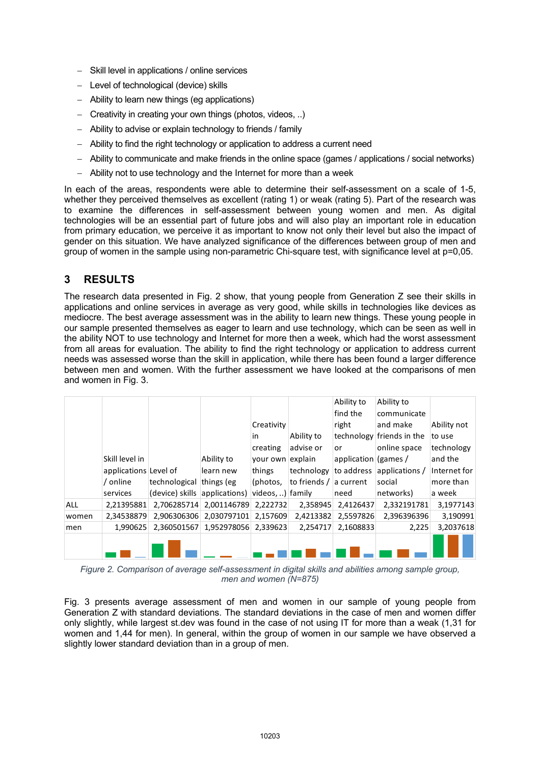- Skill level in applications / online services
- Level of technological (device) skills
- Ability to learn new things (eg applications)
- Creativity in creating your own things (photos, videos, ..)
- Ability to advise or explain technology to friends / family
- Ability to find the right technology or application to address a current need
- Ability to communicate and make friends in the online space (games / applications / social networks)
- Ability not to use technology and the Internet for more than a week

In each of the areas, respondents were able to determine their self-assessment on a scale of 1-5, whether they perceived themselves as excellent (rating 1) or weak (rating 5). Part of the research was to examine the differences in self-assessment between young women and men. As digital technologies will be an essential part of future jobs and will also play an important role in education from primary education, we perceive it as important to know not only their level but also the impact of gender on this situation. We have analyzed significance of the differences between group of men and group of women in the sample using non-parametric Chi-square test, with significance level at p=0,05.

## 3 RESULTS

The research data presented in Fig. 2 show, that young people from Generation Z see their skills in applications and online services in average as very good, while skills in technologies like devices as mediocre. The best average assessment was in the ability to learn new things. These young people in our sample presented themselves as eager to learn and use technology, which can be seen as well in the ability NOT to use technology and Internet for more then a week, which had the worst assessment from all areas for evaluation. The ability to find the right technology or application to address current needs was assessed worse than the skill in application, while there has been found a larger difference between men and women. With the further assessment we have looked at the comparisons of men and women in Fig. 3.

| | Skill level in applications / online services | Level of technological (device) skills | Ability to learn new things (eg applications) | Creativity in creating your own things (photos, videos, ..) | Ability to advise or explain technology to friends / family | Ability to find the right technology or application to address a current need | Ability to communicate and make friends in the online space (games / applications / social networks) | Ability not to use technology and the Internet for more than a week |
|---|---|---|---|---|---|---|---|---|
| ALL | 2,21395881 | 2,706285714 | 2,001146789 | 2,222732 | 2,358945 | 2,4126437 | 2,332191781 | 3,1977143 |
| women | 2,34538879 | 2,906306306 | 2,030797101 | 2,157609 | 2,4213382 | 2,5597826 | 2,396396396 | 3,190991 |
| men | 1,990625 | 2,360501567 | 1,952978056 | 2,339623 | 2,254717 | 2,1608833 | 2,225 | 3,2037618 |

*Figure 2. Comparison of average self-assessment in digital skills and abilities among sample group, men and women (N=875)*

Fig. 3 presents average assessment of men and women in our sample of young people from Generation Z with standard deviations. The standard deviations in the case of men and women differ only slightly, while largest st.dev was found in the case of not using IT for more than a weak (1,31 for women and 1,44 for men). In general, within the group of women in our sample we have observed a slightly lower standard deviation than in a group of men.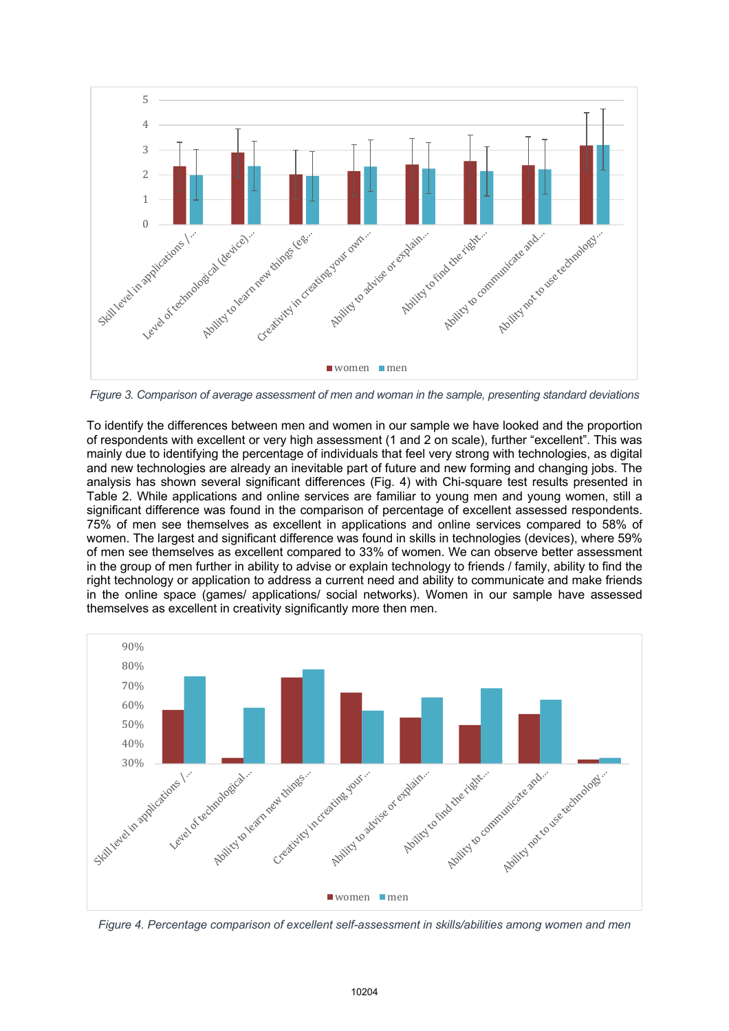Figure 3. Comparison of average assessment of men and woman in the sample, presenting standard deviations

To identify the differences between men and women in our sample we have looked and the proportion of respondents with excellent or very high assessment (1 and 2 on scale), further "excellent". This was mainly due to identifying the percentage of individuals that feel very strong with technologies, as digital and new technologies are already an inevitable part of future and new forming and changing jobs. The analysis has shown several significant differences (Fig. 4) with Chi-square test results presented in Table 2. While applications and online services are familiar to young men and young women, still a significant difference was found in the comparison of percentage of excellent assessed respondents. 75% of men see themselves as excellent in applications and online services compared to 58% of women. The largest and significant difference was found in skills in technologies (devices), where 59% of men see themselves as excellent compared to 33% of women. We can observe better assessment in the group of men further in ability to advise or explain technology to friends / family, ability to find the right technology or application to address a current need and ability to communicate and make friends in the online space (games/ applications/ social networks). Women in our sample have assessed themselves as excellent in creativity significantly more then men.

Figure 4. Percentage comparison of excellent self-assessment in skills/abilities among women and men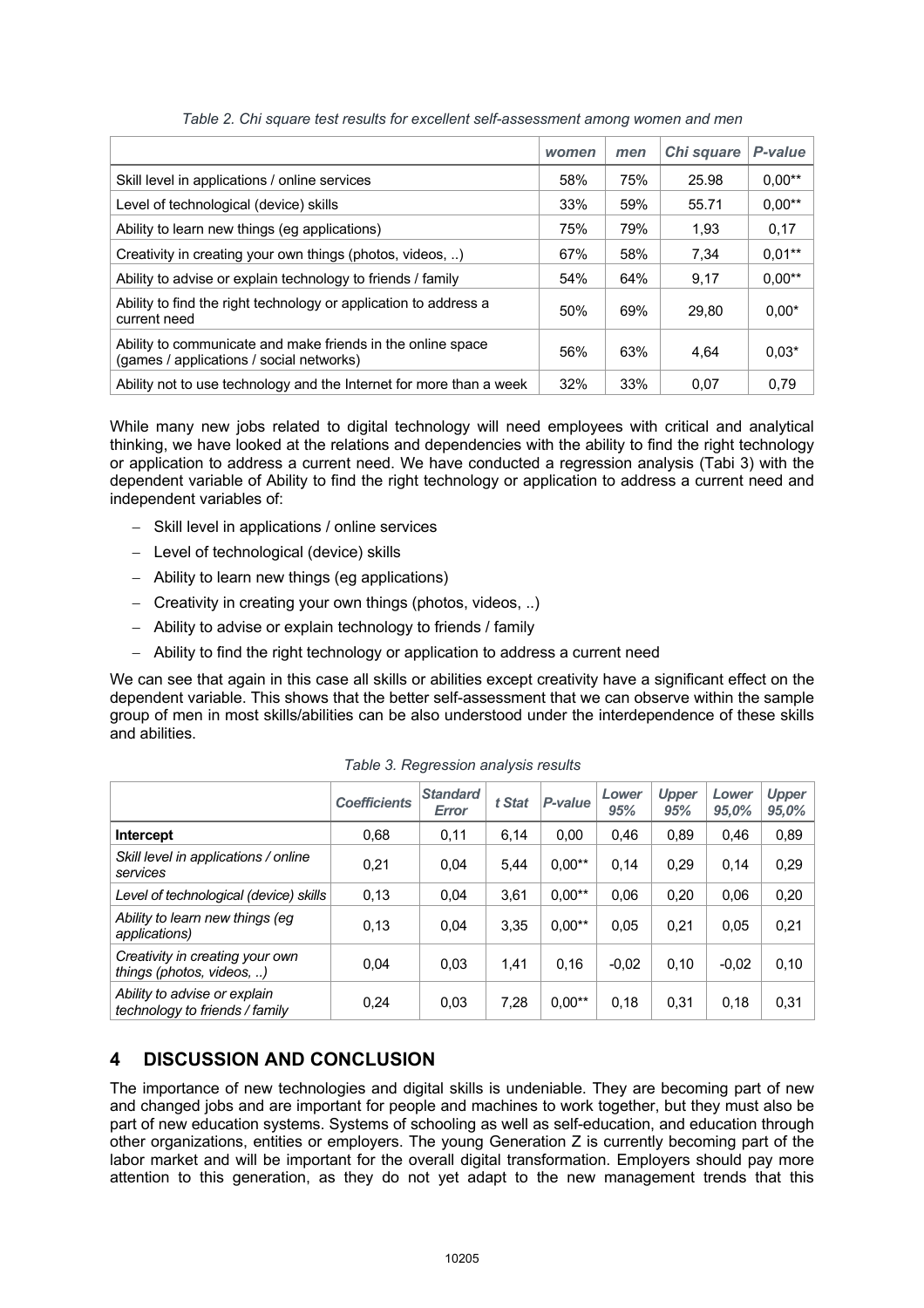*Table 2. Chi square test results for excellent self-assessment among women and men*

| | *women* | *men* | *Chi square* | *P-value* |
|---|---|---|---|---|
| Skill level in applications / online services | 58% | 75% | 25.98 | 0,00** |
| Level of technological (device) skills | 33% | 59% | 55.71 | 0,00** |
| Ability to learn new things (eg applications) | 75% | 79% | 1,93 | 0,17 |
| Creativity in creating your own things (photos, videos, ..) | 67% | 58% | 7,34 | 0,01** |
| Ability to advise or explain technology to friends / family | 54% | 64% | 9,17 | 0,00** |
| Ability to find the right technology or application to address a current need | 50% | 69% | 29,80 | 0,00* |
| Ability to communicate and make friends in the online space (games / applications / social networks) | 56% | 63% | 4,64 | 0,03* |
| Ability not to use technology and the Internet for more than a week | 32% | 33% | 0,07 | 0,79 |

While many new jobs related to digital technology will need employees with critical and analytical thinking, we have looked at the relations and dependencies with the ability to find the right technology or application to address a current need. We have conducted a regression analysis (Tabi 3) with the dependent variable of Ability to find the right technology or application to address a current need and independent variables of:

- Skill level in applications / online services
- Level of technological (device) skills
- Ability to learn new things (eg applications)
- Creativity in creating your own things (photos, videos, ..)
- Ability to advise or explain technology to friends / family
- Ability to find the right technology or application to address a current need

We can see that again in this case all skills or abilities except creativity have a significant effect on the dependent variable. This shows that the better self-assessment that we can observe within the sample group of men in most skills/abilities can be also understood under the interdependence of these skills and abilities.

*Table 3. Regression analysis results*

| | *Coefficients* | *Standard Error* | *t Stat* | *P-value* | *Lower 95%* | *Upper 95%* | *Lower 95,0%* | *Upper 95,0%* |
|---|---|---|---|---|---|---|---|---|
| **Intercept** | 0,68 | 0,11 | 6,14 | 0,00 | 0,46 | 0,89 | 0,46 | 0,89 |
| *Skill level in applications / online services* | 0,21 | 0,04 | 5,44 | 0,00** | 0,14 | 0,29 | 0,14 | 0,29 |
| *Level of technological (device) skills* | 0,13 | 0,04 | 3,61 | 0,00** | 0,06 | 0,20 | 0,06 | 0,20 |
| *Ability to learn new things (eg applications)* | 0,13 | 0,04 | 3,35 | 0,00** | 0,05 | 0,21 | 0,05 | 0,21 |
| *Creativity in creating your own things (photos, videos, ..)* | 0,04 | 0,03 | 1,41 | 0,16 | -0,02 | 0,10 | -0,02 | 0,10 |
| *Ability to advise or explain technology to friends / family* | 0,24 | 0,03 | 7,28 | 0,00** | 0,18 | 0,31 | 0,18 | 0,31 |

## 4 DISCUSSION AND CONCLUSION

The importance of new technologies and digital skills is undeniable. They are becoming part of new and changed jobs and are important for people and machines to work together, but they must also be part of new education systems. Systems of schooling as well as self-education, and education through other organizations, entities or employers. The young Generation Z is currently becoming part of the labor market and will be important for the overall digital transformation. Employers should pay more attention to this generation, as they do not yet adapt to the new management trends that this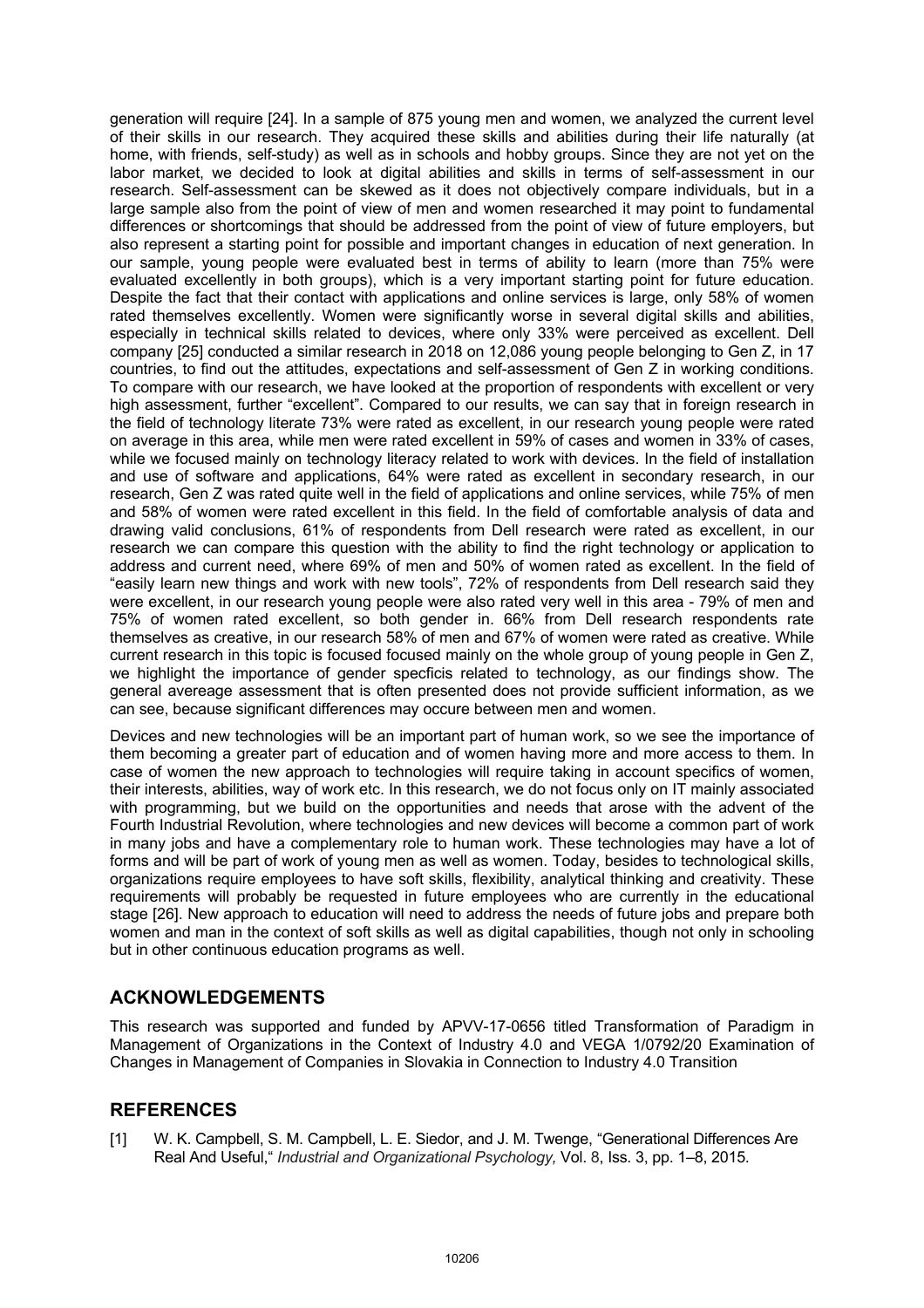generation will require [24]. In a sample of 875 young men and women, we analyzed the current level of their skills in our research. They acquired these skills and abilities during their life naturally (at home, with friends, self-study) as well as in schools and hobby groups. Since they are not yet on the labor market, we decided to look at digital abilities and skills in terms of self-assessment in our research. Self-assessment can be skewed as it does not objectively compare individuals, but in a large sample also from the point of view of men and women researched it may point to fundamental differences or shortcomings that should be addressed from the point of view of future employers, but also represent a starting point for possible and important changes in education of next generation. In our sample, young people were evaluated best in terms of ability to learn (more than 75% were evaluated excellently in both groups), which is a very important starting point for future education. Despite the fact that their contact with applications and online services is large, only 58% of women rated themselves excellently. Women were significantly worse in several digital skills and abilities, especially in technical skills related to devices, where only 33% were perceived as excellent. Dell company [25] conducted a similar research in 2018 on 12,086 young people belonging to Gen Z, in 17 countries, to find out the attitudes, expectations and self-assessment of Gen Z in working conditions. To compare with our research, we have looked at the proportion of respondents with excellent or very high assessment, further "excellent". Compared to our results, we can say that in foreign research in the field of technology literate 73% were rated as excellent, in our research young people were rated on average in this area, while men were rated excellent in 59% of cases and women in 33% of cases, while we focused mainly on technology literacy related to work with devices. In the field of installation and use of software and applications, 64% were rated as excellent in secondary research, in our research, Gen Z was rated quite well in the field of applications and online services, while 75% of men and 58% of women were rated excellent in this field. In the field of comfortable analysis of data and drawing valid conclusions, 61% of respondents from Dell research were rated as excellent, in our research we can compare this question with the ability to find the right technology or application to address and current need, where 69% of men and 50% of women rated as excellent. In the field of "easily learn new things and work with new tools", 72% of respondents from Dell research said they were excellent, in our research young people were also rated very well in this area - 79% of men and 75% of women rated excellent, so both gender in. 66% from Dell research respondents rate themselves as creative, in our research 58% of men and 67% of women were rated as creative. While current research in this topic is focused focused mainly on the whole group of young people in Gen Z, we highlight the importance of gender specficis related to technology, as our findings show. The general avereage assessment that is often presented does not provide sufficient information, as we can see, because significant differences may occure between men and women.

Devices and new technologies will be an important part of human work, so we see the importance of them becoming a greater part of education and of women having more and more access to them. In case of women the new approach to technologies will require taking in account specifics of women, their interests, abilities, way of work etc. In this research, we do not focus only on IT mainly associated with programming, but we build on the opportunities and needs that arose with the advent of the Fourth Industrial Revolution, where technologies and new devices will become a common part of work in many jobs and have a complementary role to human work. These technologies may have a lot of forms and will be part of work of young men as well as women. Today, besides to technological skills, organizations require employees to have soft skills, flexibility, analytical thinking and creativity. These requirements will probably be requested in future employees who are currently in the educational stage [26]. New approach to education will need to address the needs of future jobs and prepare both women and man in the context of soft skills as well as digital capabilities, though not only in schooling but in other continuous education programs as well.

## ACKNOWLEDGEMENTS

This research was supported and funded by APVV-17-0656 titled Transformation of Paradigm in Management of Organizations in the Context of Industry 4.0 and VEGA 1/0792/20 Examination of Changes in Management of Companies in Slovakia in Connection to Industry 4.0 Transition

## REFERENCES

[1] W. K. Campbell, S. M. Campbell, L. E. Siedor, and J. M. Twenge, "Generational Differences Are Real And Useful," *Industrial and Organizational Psychology,* Vol. 8, Iss. 3, pp. 1–8, 2015.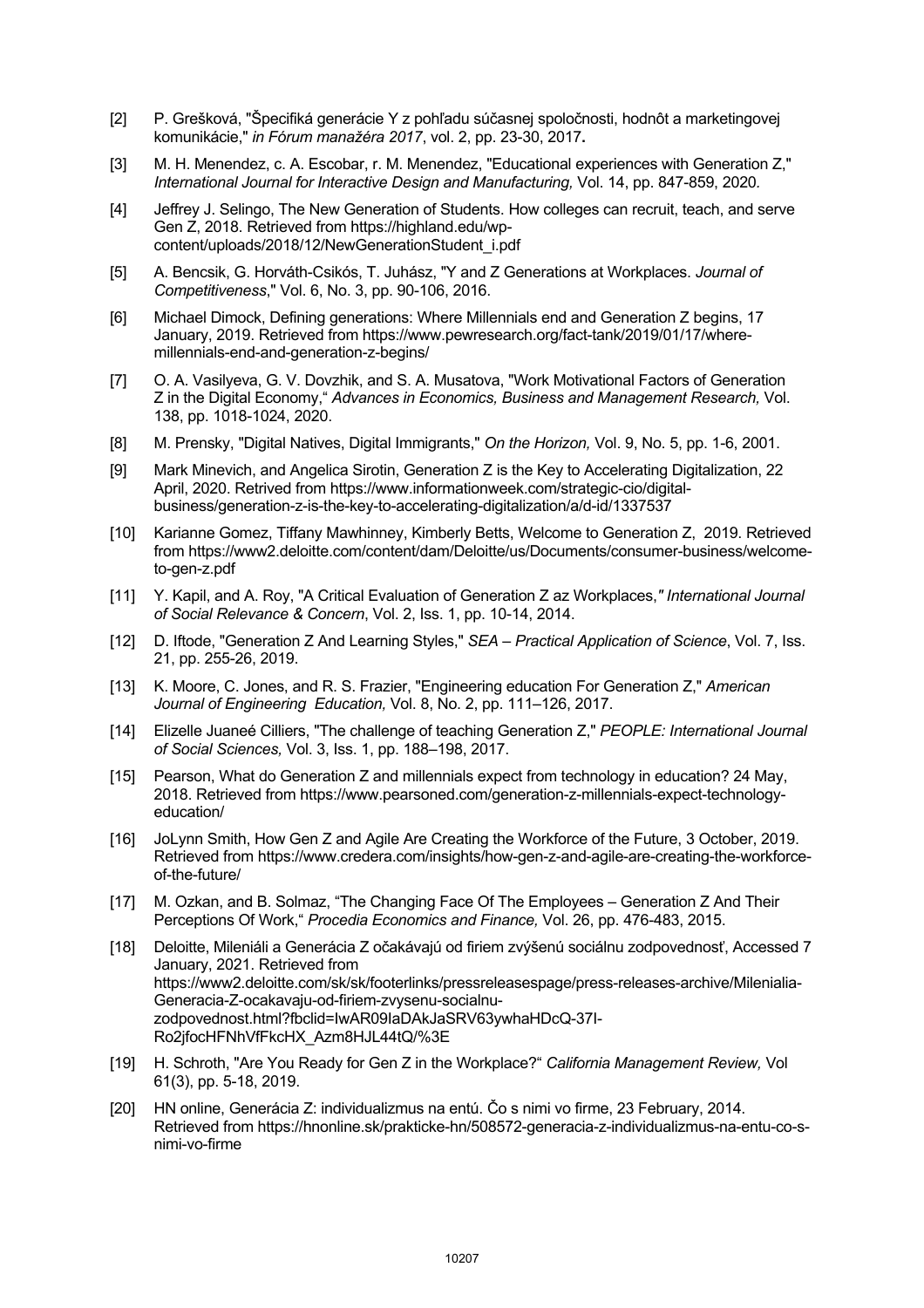[2] P. Grešková, "Špecifiká generácie Y z pohľadu súčasnej spoločnosti, hodnôt a marketingovej komunikácie," *in Fórum manažéra 2017*, vol. 2, pp. 23-30, 2017**.**

[3] M. H. Menendez, c. A. Escobar, r. M. Menendez, "Educational experiences with Generation Z," *International Journal for Interactive Design and Manufacturing,* Vol. 14, pp. 847-859, 2020*.*

[4] Jeffrey J. Selingo, The New Generation of Students. How colleges can recruit, teach, and serve Gen Z, 2018. Retrieved from https://highland.edu/wp-content/uploads/2018/12/NewGenerationStudent_i.pdf

[5] A. Bencsik, G. Horváth-Csikós, T. Juhász, "Y and Z Generations at Workplaces. *Journal of Competitiveness*," Vol. 6, No. 3, pp. 90-106, 2016.

[6] Michael Dimock, Defining generations: Where Millennials end and Generation Z begins, 17 January, 2019. Retrieved from https://www.pewresearch.org/fact-tank/2019/01/17/where-millennials-end-and-generation-z-begins/

[7] O. A. Vasilyeva, G. V. Dovzhik, and S. A. Musatova, "Work Motivational Factors of Generation Z in the Digital Economy," *Advances in Economics, Business and Management Research,* Vol. 138, pp. 1018-1024, 2020.

[8] M. Prensky, "Digital Natives, Digital Immigrants," *On the Horizon,* Vol. 9, No. 5, pp. 1-6, 2001.

[9] Mark Minevich, and Angelica Sirotin, Generation Z is the Key to Accelerating Digitalization, 22 April, 2020. Retrived from https://www.informationweek.com/strategic-cio/digital-business/generation-z-is-the-key-to-accelerating-digitalization/a/d-id/1337537

[10] Karianne Gomez, Tiffany Mawhinney, Kimberly Betts, Welcome to Generation Z, 2019. Retrieved from https://www2.deloitte.com/content/dam/Deloitte/us/Documents/consumer-business/welcome-to-gen-z.pdf

[11] Y. Kapil, and A. Roy, "A Critical Evaluation of Generation Z az Workplaces,*" International Journal of Social Relevance & Concern*, Vol. 2, Iss. 1, pp. 10-14, 2014.

[12] D. Iftode, "Generation Z And Learning Styles," *SEA – Practical Application of Science*, Vol. 7, Iss. 21, pp. 255-26, 2019.

[13] K. Moore, C. Jones, and R. S. Frazier, "Engineering education For Generation Z," *American Journal of Engineering Education,* Vol. 8, No. 2, pp. 111–126, 2017.

[14] Elizelle Juaneé Cilliers, "The challenge of teaching Generation Z," *PEOPLE: International Journal of Social Sciences,* Vol. 3, Iss. 1, pp. 188–198, 2017.

[15] Pearson, What do Generation Z and millennials expect from technology in education? 24 May, 2018. Retrieved from https://www.pearsoned.com/generation-z-millennials-expect-technology-education/

[16] JoLynn Smith, How Gen Z and Agile Are Creating the Workforce of the Future, 3 October, 2019. Retrieved from https://www.credera.com/insights/how-gen-z-and-agile-are-creating-the-workforce-of-the-future/

[17] M. Ozkan, and B. Solmaz, "The Changing Face Of The Employees – Generation Z And Their Perceptions Of Work," *Procedia Economics and Finance,* Vol. 26, pp. 476-483, 2015.

[18] Deloitte, Mileniáli a Generácia Z očakávajú od firiem zvýšenú sociálnu zodpovednosť, Accessed 7 January, 2021. Retrieved from https://www2.deloitte.com/sk/sk/footerlinks/pressreleasespage/press-releases-archive/Milenialia-Generacia-Z-ocakavaju-od-firiem-zvysenu-socialnu-zodpovednost.html?fbclid=IwAR09IaDAkJaSRV63ywhaHDcQ-37I-Ro2jfocHFNhVfFkcHX_Azm8HJL44tQ/%3E

[19] H. Schroth, "Are You Ready for Gen Z in the Workplace?" *California Management Review,* Vol 61(3), pp. 5-18, 2019.

[20] HN online, Generácia Z: individualizmus na entú. Čo s nimi vo firme, 23 February, 2014. Retrieved from https://hnonline.sk/prakticke-hn/508572-generacia-z-individualizmus-na-entu-co-s-nimi-vo-firme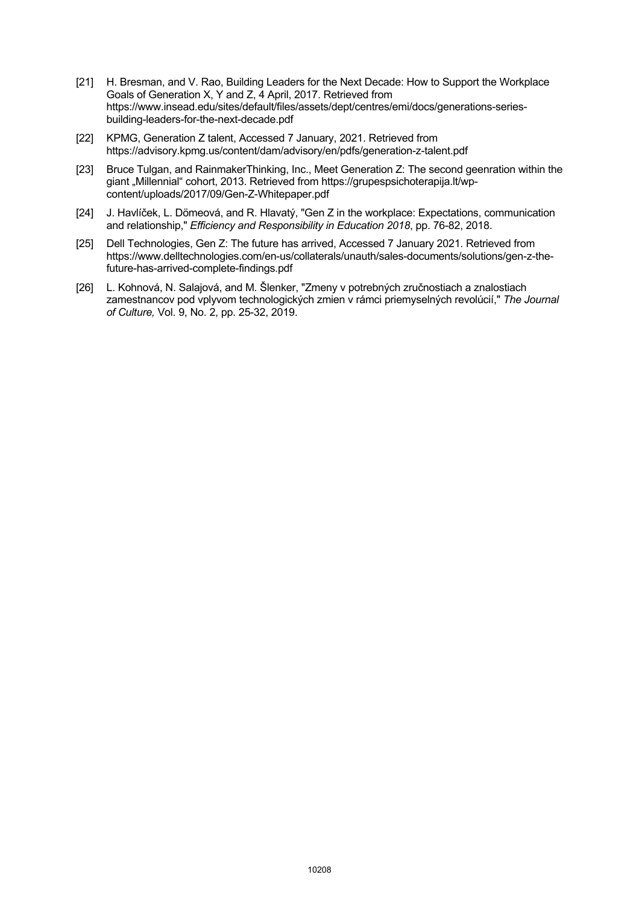[21] H. Bresman, and V. Rao, Building Leaders for the Next Decade: How to Support the Workplace Goals of Generation X, Y and Z, 4 April, 2017. Retrieved from https://www.insead.edu/sites/default/files/assets/dept/centres/emi/docs/generations-series-building-leaders-for-the-next-decade.pdf

[22] KPMG, Generation Z talent, Accessed 7 January, 2021. Retrieved from https://advisory.kpmg.us/content/dam/advisory/en/pdfs/generation-z-talent.pdf

[23] Bruce Tulgan, and RainmakerThinking, Inc., Meet Generation Z: The second geenration within the giant „Millennial“ cohort, 2013. Retrieved from https://grupespsichoterapija.lt/wp-content/uploads/2017/09/Gen-Z-Whitepaper.pdf

[24] J. Havlíček, L. Dömeová, and R. Hlavatý, "Gen Z in the workplace: Expectations, communication and relationship," *Efficiency and Responsibility in Education 2018*, pp. 76-82, 2018.

[25] Dell Technologies, Gen Z: The future has arrived, Accessed 7 January 2021. Retrieved from https://www.delltechnologies.com/en-us/collaterals/unauth/sales-documents/solutions/gen-z-the-future-has-arrived-complete-findings.pdf

[26] L. Kohnová, N. Salajová, and M. Šlenker, "Zmeny v potrebných zručnostiach a znalostiach zamestnancov pod vplyvom technologických zmien v rámci priemyselných revolúcií," *The Journal of Culture,* Vol. 9, No. 2, pp. 25-32, 2019.